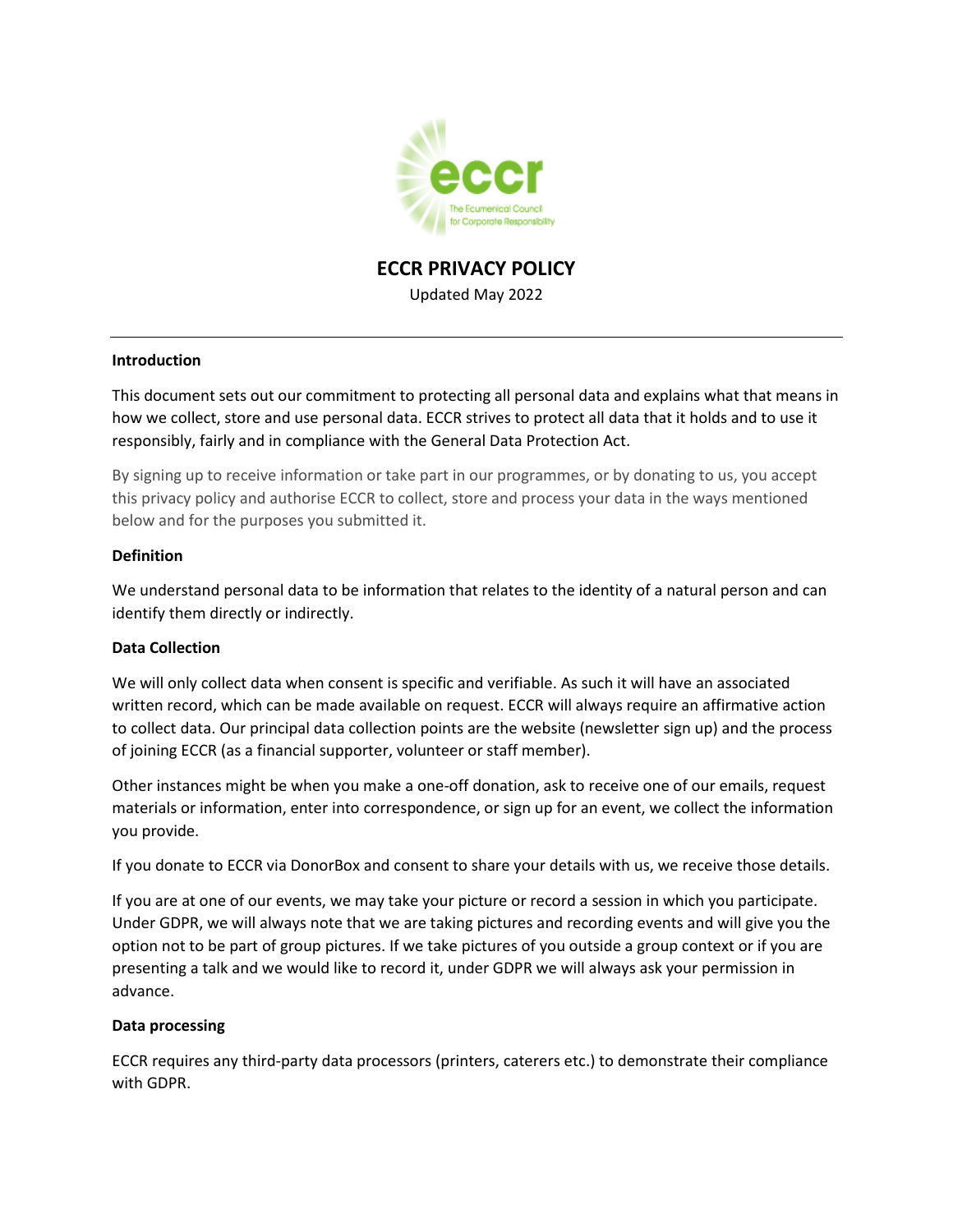# ECCR PRIVACY POLICY

Updated May 2022

---

**Introduction**

This document sets out our commitment to protecting all personal data and explains what that means in how we collect, store and use personal data. ECCR strives to protect all data that it holds and to use it responsibly, fairly and in compliance with the General Data Protection Act.

By signing up to receive information or take part in our programmes, or by donating to us, you accept this privacy policy and authorise ECCR to collect, store and process your data in the ways mentioned below and for the purposes you submitted it.

**Definition**

We understand personal data to be information that relates to the identity of a natural person and can identify them directly or indirectly.

**Data Collection**

We will only collect data when consent is specific and verifiable. As such it will have an associated written record, which can be made available on request. ECCR will always require an affirmative action to collect data. Our principal data collection points are the website (newsletter sign up) and the process of joining ECCR (as a financial supporter, volunteer or staff member).

Other instances might be when you make a one-off donation, ask to receive one of our emails, request materials or information, enter into correspondence, or sign up for an event, we collect the information you provide.

If you donate to ECCR via DonorBox and consent to share your details with us, we receive those details.

If you are at one of our events, we may take your picture or record a session in which you participate. Under GDPR, we will always note that we are taking pictures and recording events and will give you the option not to be part of group pictures. If we take pictures of you outside a group context or if you are presenting a talk and we would like to record it, under GDPR we will always ask your permission in advance.

**Data processing**

ECCR requires any third-party data processors (printers, caterers etc.) to demonstrate their compliance with GDPR.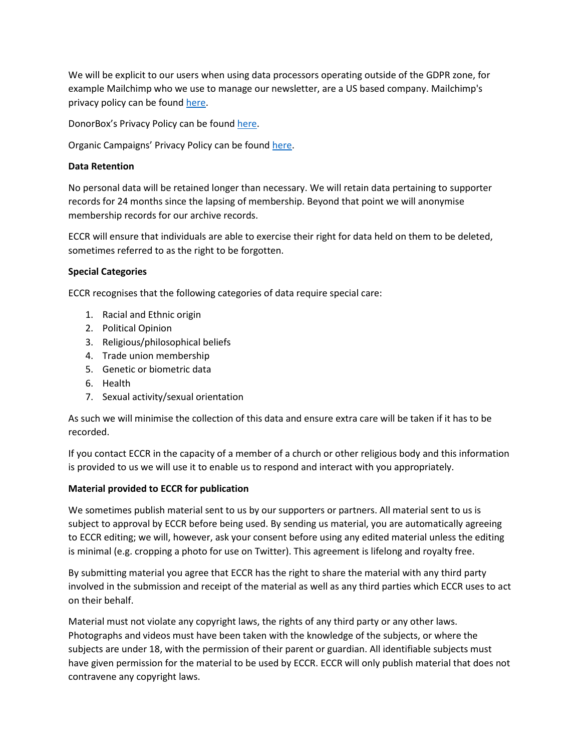We will be explicit to our users when using data processors operating outside of the GDPR zone, for example Mailchimp who we use to manage our newsletter, are a US based company. Mailchimp's privacy policy can be found here.

DonorBox's Privacy Policy can be found here.

Organic Campaigns' Privacy Policy can be found here.

**Data Retention**

No personal data will be retained longer than necessary. We will retain data pertaining to supporter records for 24 months since the lapsing of membership. Beyond that point we will anonymise membership records for our archive records.

ECCR will ensure that individuals are able to exercise their right for data held on them to be deleted, sometimes referred to as the right to be forgotten.

**Special Categories**

ECCR recognises that the following categories of data require special care:

1. Racial and Ethnic origin
2. Political Opinion
3. Religious/philosophical beliefs
4. Trade union membership
5. Genetic or biometric data
6. Health
7. Sexual activity/sexual orientation

As such we will minimise the collection of this data and ensure extra care will be taken if it has to be recorded.

If you contact ECCR in the capacity of a member of a church or other religious body and this information is provided to us we will use it to enable us to respond and interact with you appropriately.

**Material provided to ECCR for publication**

We sometimes publish material sent to us by our supporters or partners. All material sent to us is subject to approval by ECCR before being used. By sending us material, you are automatically agreeing to ECCR editing; we will, however, ask your consent before using any edited material unless the editing is minimal (e.g. cropping a photo for use on Twitter). This agreement is lifelong and royalty free.

By submitting material you agree that ECCR has the right to share the material with any third party involved in the submission and receipt of the material as well as any third parties which ECCR uses to act on their behalf.

Material must not violate any copyright laws, the rights of any third party or any other laws. Photographs and videos must have been taken with the knowledge of the subjects, or where the subjects are under 18, with the permission of their parent or guardian. All identifiable subjects must have given permission for the material to be used by ECCR. ECCR will only publish material that does not contravene any copyright laws.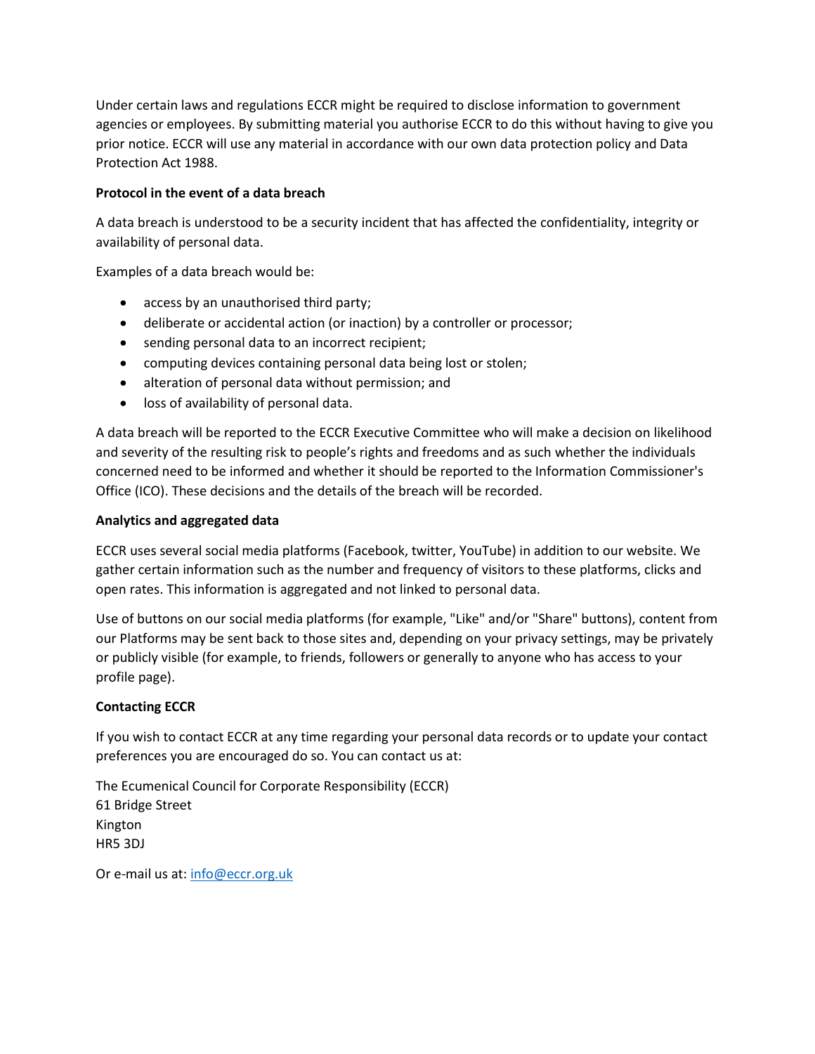Under certain laws and regulations ECCR might be required to disclose information to government agencies or employees. By submitting material you authorise ECCR to do this without having to give you prior notice. ECCR will use any material in accordance with our own data protection policy and Data Protection Act 1988.

**Protocol in the event of a data breach**

A data breach is understood to be a security incident that has affected the confidentiality, integrity or availability of personal data.

Examples of a data breach would be:

- access by an unauthorised third party;
- deliberate or accidental action (or inaction) by a controller or processor;
- sending personal data to an incorrect recipient;
- computing devices containing personal data being lost or stolen;
- alteration of personal data without permission; and
- loss of availability of personal data.

A data breach will be reported to the ECCR Executive Committee who will make a decision on likelihood and severity of the resulting risk to people's rights and freedoms and as such whether the individuals concerned need to be informed and whether it should be reported to the Information Commissioner's Office (ICO). These decisions and the details of the breach will be recorded.

**Analytics and aggregated data**

ECCR uses several social media platforms (Facebook, twitter, YouTube) in addition to our website. We gather certain information such as the number and frequency of visitors to these platforms, clicks and open rates. This information is aggregated and not linked to personal data.

Use of buttons on our social media platforms (for example, "Like" and/or "Share" buttons), content from our Platforms may be sent back to those sites and, depending on your privacy settings, may be privately or publicly visible (for example, to friends, followers or generally to anyone who has access to your profile page).

**Contacting ECCR**

If you wish to contact ECCR at any time regarding your personal data records or to update your contact preferences you are encouraged do so. You can contact us at:

The Ecumenical Council for Corporate Responsibility (ECCR)
61 Bridge Street
Kington
HR5 3DJ

Or e-mail us at: info@eccr.org.uk